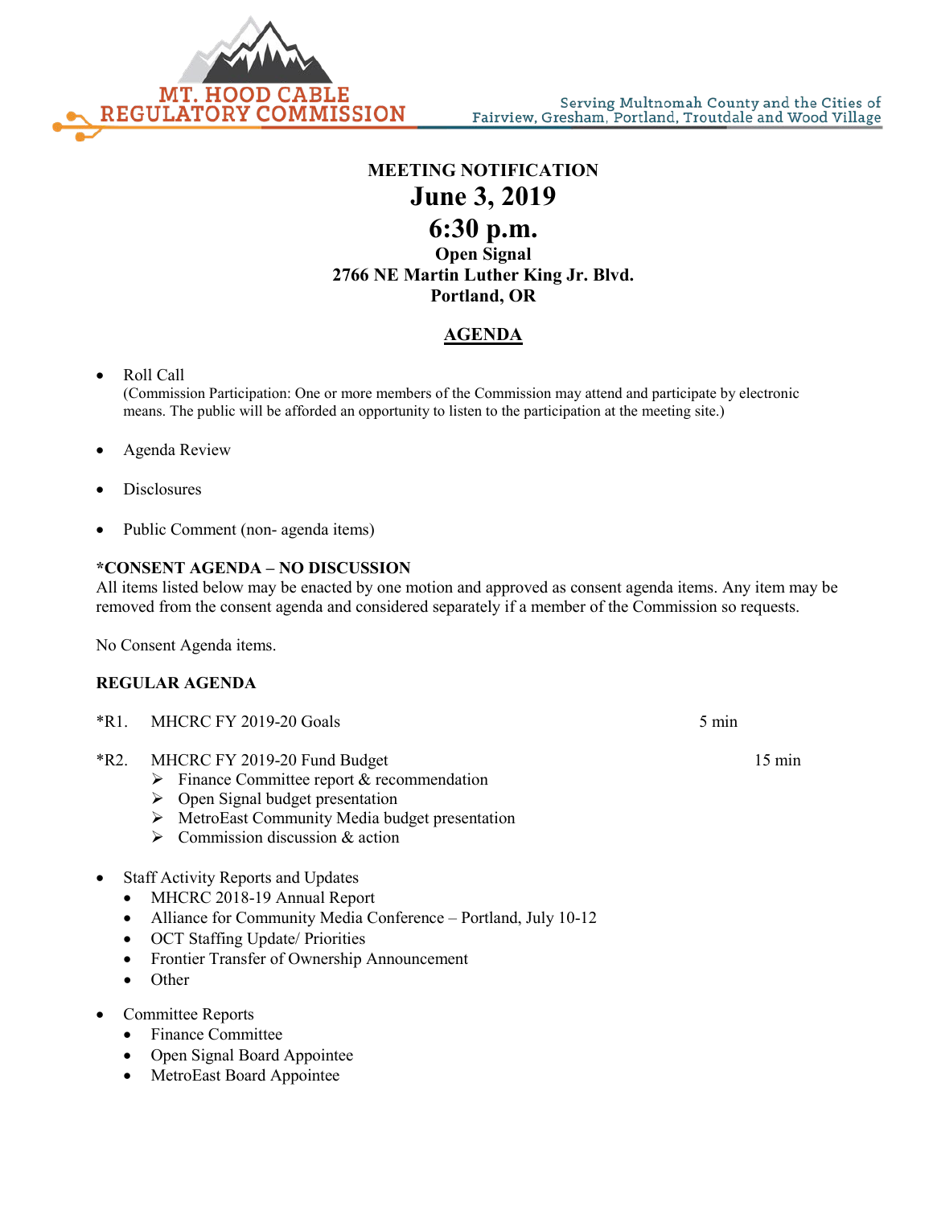MT. HOOD CABLE REGULATORY COMMISSION

Serving Multnomah County and the Cities of Fairview, Gresham, Portland, Troutdale and Wood Village

**MEETING NOTIFICATION**

# June 3, 2019

# 6:30 p.m.

**Open Signal**
**2766 NE Martin Luther King Jr. Blvd.**
**Portland, OR**

## AGENDA

- Roll Call
  (Commission Participation: One or more members of the Commission may attend and participate by electronic means. The public will be afforded an opportunity to listen to the participation at the meeting site.)

- Agenda Review

- Disclosures

- Public Comment (non- agenda items)

**\*CONSENT AGENDA – NO DISCUSSION**

All items listed below may be enacted by one motion and approved as consent agenda items. Any item may be removed from the consent agenda and considered separately if a member of the Commission so requests.

No Consent Agenda items.

**REGULAR AGENDA**

\*R1. MHCRC FY 2019-20 Goals — 5 min

\*R2. MHCRC FY 2019-20 Fund Budget — 15 min
- ➢ Finance Committee report & recommendation
- ➢ Open Signal budget presentation
- ➢ MetroEast Community Media budget presentation
- ➢ Commission discussion & action

- Staff Activity Reports and Updates
  - MHCRC 2018-19 Annual Report
  - Alliance for Community Media Conference – Portland, July 10-12
  - OCT Staffing Update/ Priorities
  - Frontier Transfer of Ownership Announcement
  - Other

- Committee Reports
  - Finance Committee
  - Open Signal Board Appointee
  - MetroEast Board Appointee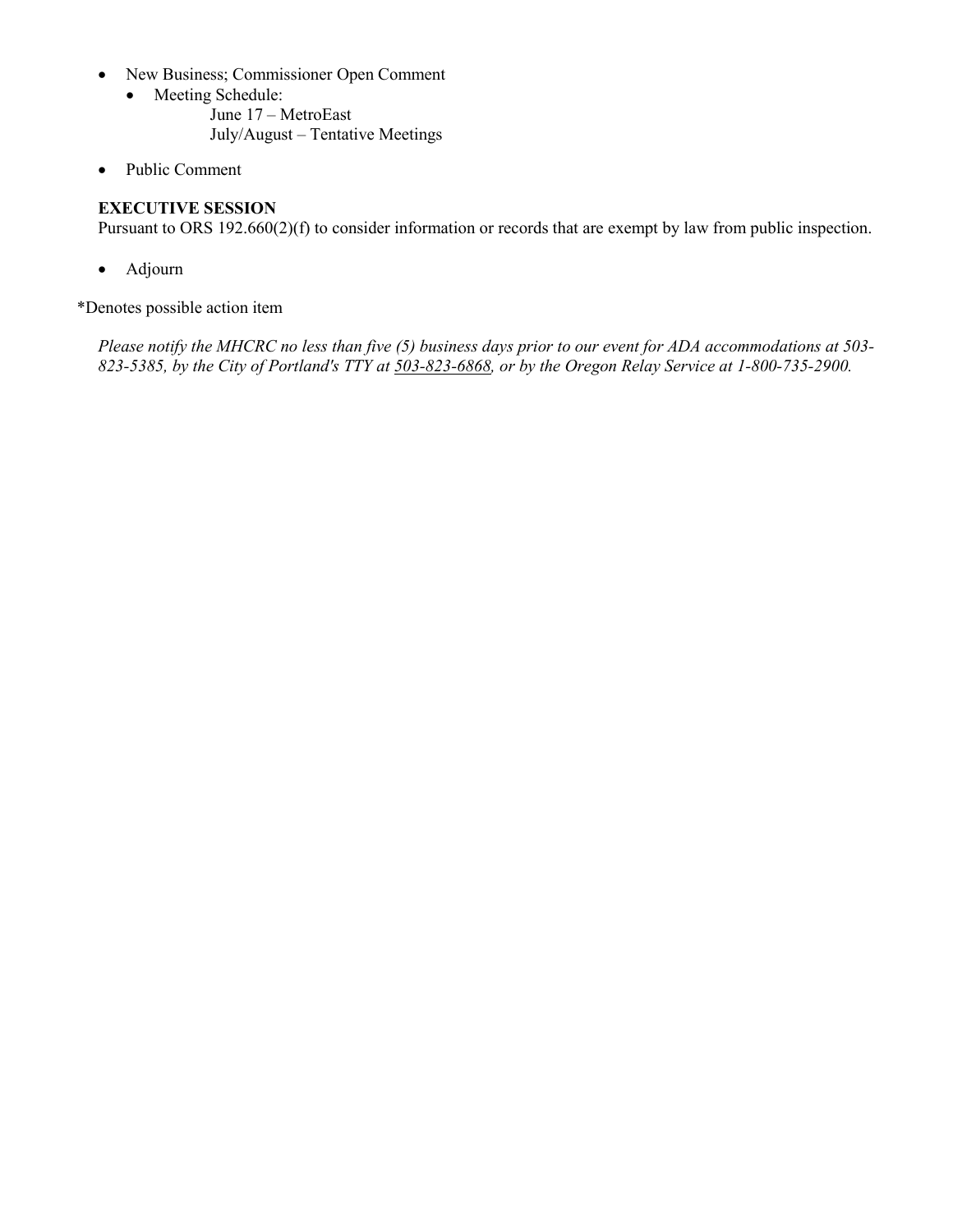- New Business; Commissioner Open Comment
  - Meeting Schedule:
    June 17 – MetroEast
    July/August – Tentative Meetings

- Public Comment

**EXECUTIVE SESSION**
Pursuant to ORS 192.660(2)(f) to consider information or records that are exempt by law from public inspection.

- Adjourn

*Denotes possible action item

*Please notify the MHCRC no less than five (5) business days prior to our event for ADA accommodations at 503-823-5385, by the City of Portland's TTY at 503-823-6868, or by the Oregon Relay Service at 1-800-735-2900.*